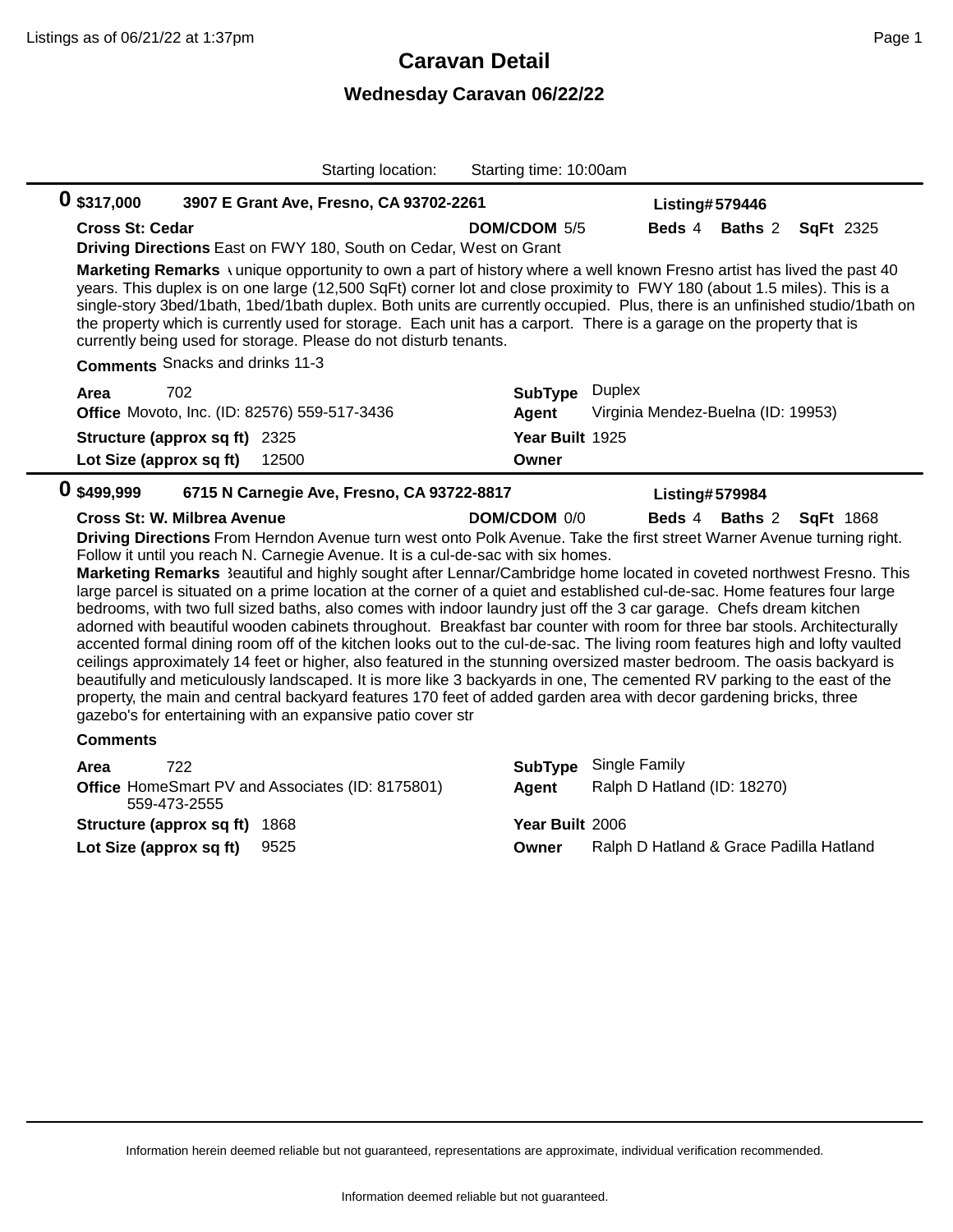# Caravan Detail

## Wednesday Caravan 06/22/22

Starting location: Starting time: 10:00am

---

**0** **$317,000** **3907 E Grant Ave, Fresno, CA 93702-2261** **Listing# 579446**

**Cross St: Cedar** **DOM/CDOM** 5/5 **Beds** 4 **Baths** 2 **SqFt** 2325

**Driving Directions** East on FWY 180, South on Cedar, West on Grant

**Marketing Remarks** \ unique opportunity to own a part of history where a well known Fresno artist has lived the past 40 years. This duplex is on one large (12,500 SqFt) corner lot and close proximity to FWY 180 (about 1.5 miles). This is a single-story 3bed/1bath, 1bed/1bath duplex. Both units are currently occupied. Plus, there is an unfinished studio/1bath on the property which is currently used for storage. Each unit has a carport. There is a garage on the property that is currently being used for storage. Please do not disturb tenants.

**Comments** Snacks and drinks 11-3

**Area** 702 | **SubType** Duplex

**Office** Movoto, Inc. (ID: 82576) 559-517-3436 | **Agent** Virginia Mendez-Buelna (ID: 19953)

**Structure (approx sq ft)** 2325 | **Year Built** 1925

**Lot Size (approx sq ft)** 12500 | **Owner**

---

**0** **$499,999** **6715 N Carnegie Ave, Fresno, CA 93722-8817** **Listing# 579984**

**Cross St: W. Milbrea Avenue** **DOM/CDOM** 0/0 **Beds** 4 **Baths** 2 **SqFt** 1868

**Driving Directions** From Herndon Avenue turn west onto Polk Avenue. Take the first street Warner Avenue turning right. Follow it until you reach N. Carnegie Avenue. It is a cul-de-sac with six homes.

**Marketing Remarks** Beautiful and highly sought after Lennar/Cambridge home located in coveted northwest Fresno. This large parcel is situated on a prime location at the corner of a quiet and established cul-de-sac. Home features four large bedrooms, with two full sized baths, also comes with indoor laundry just off the 3 car garage. Chefs dream kitchen adorned with beautiful wooden cabinets throughout. Breakfast bar counter with room for three bar stools. Architecturally accented formal dining room off of the kitchen looks out to the cul-de-sac. The living room features high and lofty vaulted ceilings approximately 14 feet or higher, also featured in the stunning oversized master bedroom. The oasis backyard is beautifully and meticulously landscaped. It is more like 3 backyards in one, The cemented RV parking to the east of the property, the main and central backyard features 170 feet of added garden area with decor gardening bricks, three gazebo's for entertaining with an expansive patio cover str

**Comments**

**Area** 722 | **SubType** Single Family

**Office** HomeSmart PV and Associates (ID: 8175801) 559-473-2555 | **Agent** Ralph D Hatland (ID: 18270)

**Structure (approx sq ft)** 1868 | **Year Built** 2006

**Lot Size (approx sq ft)** 9525 | **Owner** Ralph D Hatland & Grace Padilla Hatland

---

Information herein deemed reliable but not guaranteed, representations are approximate, individual verification recommended.

Information deemed reliable but not guaranteed.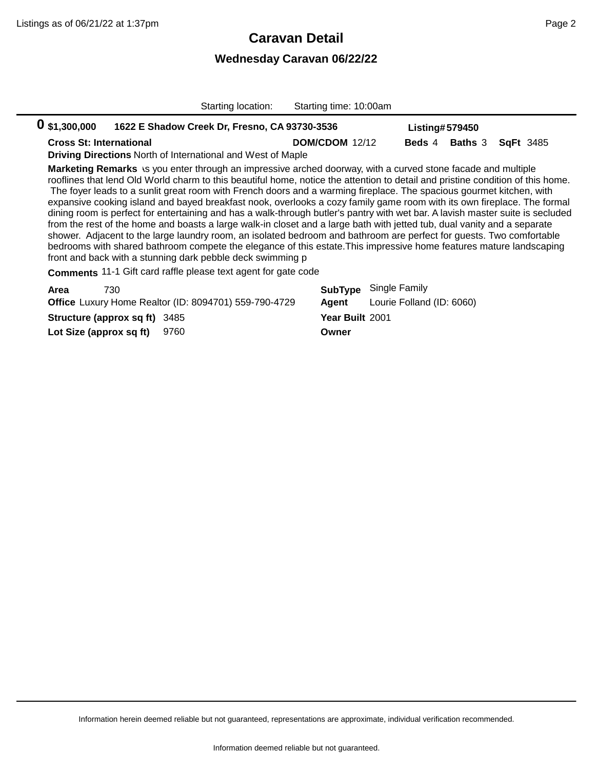# Caravan Detail

## Wednesday Caravan 06/22/22

Starting location: Starting time: 10:00am

**0 $1,300,000** **1622 E Shadow Creek Dr, Fresno, CA 93730-3536** **Listing#** **579450**

**Cross St: International** **DOM/CDOM** 12/12 **Beds** 4 **Baths** 3 **SqFt** 3485

**Driving Directions** North of International and West of Maple

**Marketing Remarks** \s you enter through an impressive arched doorway, with a curved stone facade and multiple rooflines that lend Old World charm to this beautiful home, notice the attention to detail and pristine condition of this home. The foyer leads to a sunlit great room with French doors and a warming fireplace. The spacious gourmet kitchen, with expansive cooking island and bayed breakfast nook, overlooks a cozy family game room with its own fireplace. The formal dining room is perfect for entertaining and has a walk-through butler's pantry with wet bar. A lavish master suite is secluded from the rest of the home and boasts a large walk-in closet and a large bath with jetted tub, dual vanity and a separate shower. Adjacent to the large laundry room, an isolated bedroom and bathroom are perfect for guests. Two comfortable bedrooms with shared bathroom compete the elegance of this estate.This impressive home features mature landscaping front and back with a stunning dark pebble deck swimming p

**Comments** 11-1 Gift card raffle please text agent for gate code

**Area** 730

**Office** Luxury Home Realtor (ID: 8094701) 559-790-4729

**Structure (approx sq ft)** 3485

**Lot Size (approx sq ft)** 9760

**SubType** Single Family

**Agent** Lourie Folland (ID: 6060)

**Year Built** 2001

**Owner**

Information herein deemed reliable but not guaranteed, representations are approximate, individual verification recommended.

Information deemed reliable but not guaranteed.